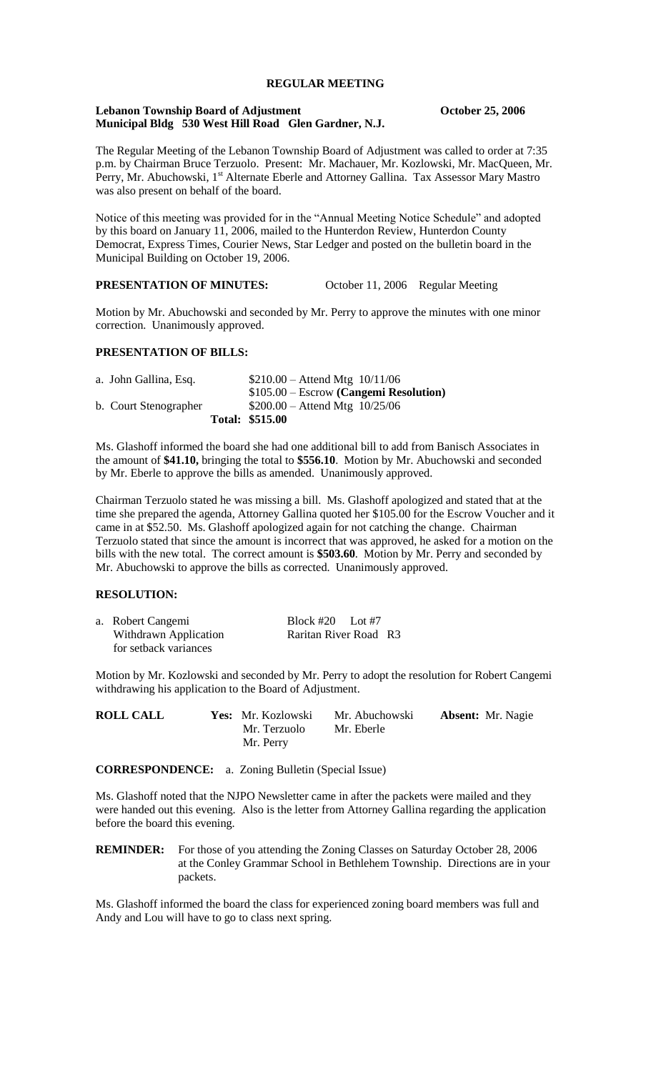# REGULAR MEETING

**Lebanon Township Board of Adjustment** **October 25, 2006**
**Municipal Bldg 530 West Hill Road Glen Gardner, N.J.**

The Regular Meeting of the Lebanon Township Board of Adjustment was called to order at 7:35 p.m. by Chairman Bruce Terzuolo. Present: Mr. Machauer, Mr. Kozlowski, Mr. MacQueen, Mr. Perry, Mr. Abuchowski, 1st Alternate Eberle and Attorney Gallina. Tax Assessor Mary Mastro was also present on behalf of the board.

Notice of this meeting was provided for in the "Annual Meeting Notice Schedule" and adopted by this board on January 11, 2006, mailed to the Hunterdon Review, Hunterdon County Democrat, Express Times, Courier News, Star Ledger and posted on the bulletin board in the Municipal Building on October 19, 2006.

**PRESENTATION OF MINUTES:** October 11, 2006 Regular Meeting

Motion by Mr. Abuchowski and seconded by Mr. Perry to approve the minutes with one minor correction. Unanimously approved.

**PRESENTATION OF BILLS:**

| | |
|---|---|
| a. John Gallina, Esq. | $210.00 – Attend Mtg 10/11/06 |
| | $105.00 – Escrow **(Cangemi Resolution)** |
| b. Court Stenographer | $200.00 – Attend Mtg 10/25/06 |
| **Total:** | **$515.00** |

Ms. Glashoff informed the board she had one additional bill to add from Banisch Associates in the amount of **$41.10,** bringing the total to **$556.10**. Motion by Mr. Abuchowski and seconded by Mr. Eberle to approve the bills as amended. Unanimously approved.

Chairman Terzuolo stated he was missing a bill. Ms. Glashoff apologized and stated that at the time she prepared the agenda, Attorney Gallina quoted her $105.00 for the Escrow Voucher and it came in at $52.50. Ms. Glashoff apologized again for not catching the change. Chairman Terzuolo stated that since the amount is incorrect that was approved, he asked for a motion on the bills with the new total. The correct amount is **$503.60**. Motion by Mr. Perry and seconded by Mr. Abuchowski to approve the bills as corrected. Unanimously approved.

**RESOLUTION:**

| | |
|---|---|
| a. Robert Cangemi | Block #20 Lot #7 |
| Withdrawn Application | Raritan River Road R3 |
| for setback variances | |

Motion by Mr. Kozlowski and seconded by Mr. Perry to adopt the resolution for Robert Cangemi withdrawing his application to the Board of Adjustment.

| **ROLL CALL** | **Yes:** Mr. Kozlowski | Mr. Abuchowski | **Absent:** Mr. Nagie |
|---|---|---|---|
| | Mr. Terzuolo | Mr. Eberle | |
| | Mr. Perry | | |

**CORRESPONDENCE:** a. Zoning Bulletin (Special Issue)

Ms. Glashoff noted that the NJPO Newsletter came in after the packets were mailed and they were handed out this evening. Also is the letter from Attorney Gallina regarding the application before the board this evening.

**REMINDER:** For those of you attending the Zoning Classes on Saturday October 28, 2006 at the Conley Grammar School in Bethlehem Township. Directions are in your packets.

Ms. Glashoff informed the board the class for experienced zoning board members was full and Andy and Lou will have to go to class next spring.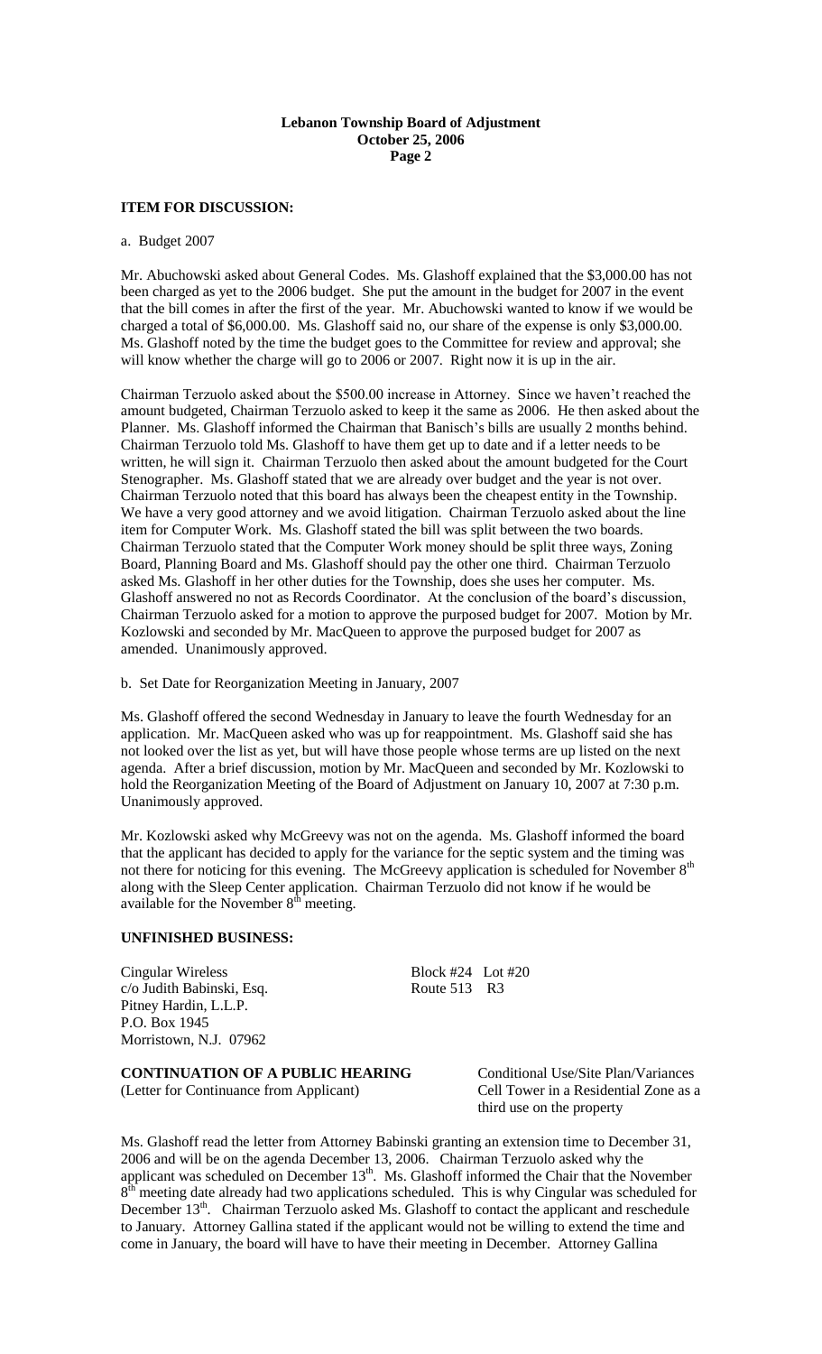**ITEM FOR DISCUSSION:**

a. Budget 2007

Mr. Abuchowski asked about General Codes. Ms. Glashoff explained that the $3,000.00 has not been charged as yet to the 2006 budget. She put the amount in the budget for 2007 in the event that the bill comes in after the first of the year. Mr. Abuchowski wanted to know if we would be charged a total of $6,000.00. Ms. Glashoff said no, our share of the expense is only $3,000.00. Ms. Glashoff noted by the time the budget goes to the Committee for review and approval; she will know whether the charge will go to 2006 or 2007. Right now it is up in the air.

Chairman Terzuolo asked about the $500.00 increase in Attorney. Since we haven't reached the amount budgeted, Chairman Terzuolo asked to keep it the same as 2006. He then asked about the Planner. Ms. Glashoff informed the Chairman that Banisch's bills are usually 2 months behind. Chairman Terzuolo told Ms. Glashoff to have them get up to date and if a letter needs to be written, he will sign it. Chairman Terzuolo then asked about the amount budgeted for the Court Stenographer. Ms. Glashoff stated that we are already over budget and the year is not over. Chairman Terzuolo noted that this board has always been the cheapest entity in the Township. We have a very good attorney and we avoid litigation. Chairman Terzuolo asked about the line item for Computer Work. Ms. Glashoff stated the bill was split between the two boards. Chairman Terzuolo stated that the Computer Work money should be split three ways, Zoning Board, Planning Board and Ms. Glashoff should pay the other one third. Chairman Terzuolo asked Ms. Glashoff in her other duties for the Township, does she uses her computer. Ms. Glashoff answered no not as Records Coordinator. At the conclusion of the board's discussion, Chairman Terzuolo asked for a motion to approve the purposed budget for 2007. Motion by Mr. Kozlowski and seconded by Mr. MacQueen to approve the purposed budget for 2007 as amended. Unanimously approved.

b. Set Date for Reorganization Meeting in January, 2007

Ms. Glashoff offered the second Wednesday in January to leave the fourth Wednesday for an application. Mr. MacQueen asked who was up for reappointment. Ms. Glashoff said she has not looked over the list as yet, but will have those people whose terms are up listed on the next agenda. After a brief discussion, motion by Mr. MacQueen and seconded by Mr. Kozlowski to hold the Reorganization Meeting of the Board of Adjustment on January 10, 2007 at 7:30 p.m. Unanimously approved.

Mr. Kozlowski asked why McGreevy was not on the agenda. Ms. Glashoff informed the board that the applicant has decided to apply for the variance for the septic system and the timing was not there for noticing for this evening. The McGreevy application is scheduled for November 8th along with the Sleep Center application. Chairman Terzuolo did not know if he would be available for the November 8th meeting.

**UNFINISHED BUSINESS:**

Cingular Wireless — Block #24 Lot #20
c/o Judith Babinski, Esq. — Route 513 R3
Pitney Hardin, L.L.P.
P.O. Box 1945
Morristown, N.J. 07962

**CONTINUATION OF A PUBLIC HEARING** — Conditional Use/Site Plan/Variances
(Letter for Continuance from Applicant) — Cell Tower in a Residential Zone as a third use on the property

Ms. Glashoff read the letter from Attorney Babinski granting an extension time to December 31, 2006 and will be on the agenda December 13, 2006. Chairman Terzuolo asked why the applicant was scheduled on December 13th. Ms. Glashoff informed the Chair that the November 8th meeting date already had two applications scheduled. This is why Cingular was scheduled for December 13th. Chairman Terzuolo asked Ms. Glashoff to contact the applicant and reschedule to January. Attorney Gallina stated if the applicant would not be willing to extend the time and come in January, the board will have to have their meeting in December. Attorney Gallina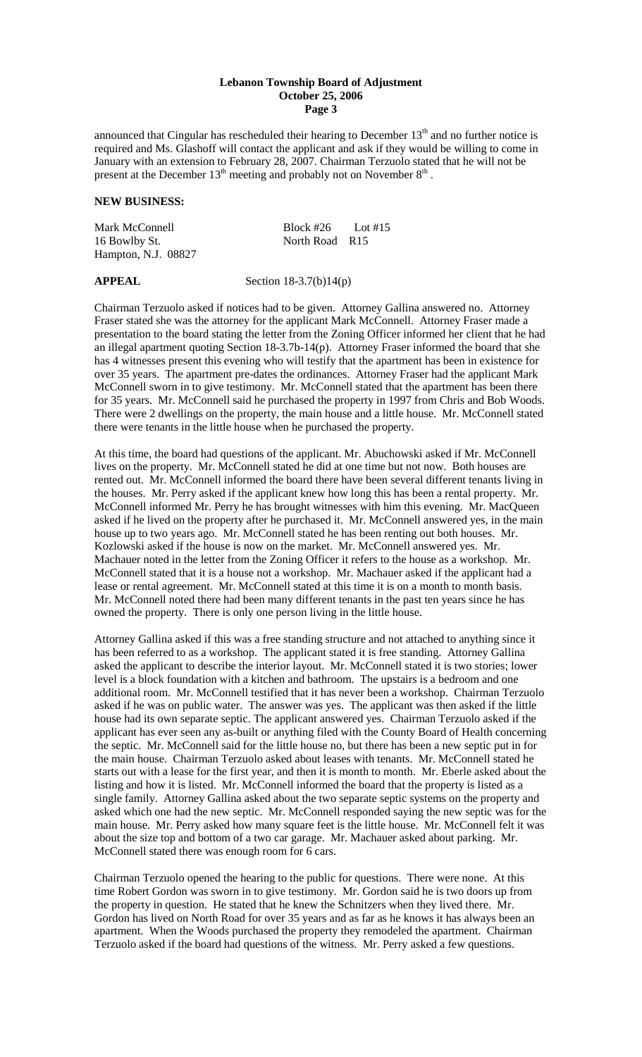announced that Cingular has rescheduled their hearing to December 13th and no further notice is required and Ms. Glashoff will contact the applicant and ask if they would be willing to come in January with an extension to February 28, 2007. Chairman Terzuolo stated that he will not be present at the December 13th meeting and probably not on November 8th .

**NEW BUSINESS:**

| | |
|---|---|
| Mark McConnell | Block #26 Lot #15 |
| 16 Bowlby St. | North Road R15 |
| Hampton, N.J. 08827 | |

**APPEAL** Section 18-3.7(b)14(p)

Chairman Terzuolo asked if notices had to be given. Attorney Gallina answered no. Attorney Fraser stated she was the attorney for the applicant Mark McConnell. Attorney Fraser made a presentation to the board stating the letter from the Zoning Officer informed her client that he had an illegal apartment quoting Section 18-3.7b-14(p). Attorney Fraser informed the board that she has 4 witnesses present this evening who will testify that the apartment has been in existence for over 35 years. The apartment pre-dates the ordinances. Attorney Fraser had the applicant Mark McConnell sworn in to give testimony. Mr. McConnell stated that the apartment has been there for 35 years. Mr. McConnell said he purchased the property in 1997 from Chris and Bob Woods. There were 2 dwellings on the property, the main house and a little house. Mr. McConnell stated there were tenants in the little house when he purchased the property.

At this time, the board had questions of the applicant. Mr. Abuchowski asked if Mr. McConnell lives on the property. Mr. McConnell stated he did at one time but not now. Both houses are rented out. Mr. McConnell informed the board there have been several different tenants living in the houses. Mr. Perry asked if the applicant knew how long this has been a rental property. Mr. McConnell informed Mr. Perry he has brought witnesses with him this evening. Mr. MacQueen asked if he lived on the property after he purchased it. Mr. McConnell answered yes, in the main house up to two years ago. Mr. McConnell stated he has been renting out both houses. Mr. Kozlowski asked if the house is now on the market. Mr. McConnell answered yes. Mr. Machauer noted in the letter from the Zoning Officer it refers to the house as a workshop. Mr. McConnell stated that it is a house not a workshop. Mr. Machauer asked if the applicant had a lease or rental agreement. Mr. McConnell stated at this time it is on a month to month basis. Mr. McConnell noted there had been many different tenants in the past ten years since he has owned the property. There is only one person living in the little house.

Attorney Gallina asked if this was a free standing structure and not attached to anything since it has been referred to as a workshop. The applicant stated it is free standing. Attorney Gallina asked the applicant to describe the interior layout. Mr. McConnell stated it is two stories; lower level is a block foundation with a kitchen and bathroom. The upstairs is a bedroom and one additional room. Mr. McConnell testified that it has never been a workshop. Chairman Terzuolo asked if he was on public water. The answer was yes. The applicant was then asked if the little house had its own separate septic. The applicant answered yes. Chairman Terzuolo asked if the applicant has ever seen any as-built or anything filed with the County Board of Health concerning the septic. Mr. McConnell said for the little house no, but there has been a new septic put in for the main house. Chairman Terzuolo asked about leases with tenants. Mr. McConnell stated he starts out with a lease for the first year, and then it is month to month. Mr. Eberle asked about the listing and how it is listed. Mr. McConnell informed the board that the property is listed as a single family. Attorney Gallina asked about the two separate septic systems on the property and asked which one had the new septic. Mr. McConnell responded saying the new septic was for the main house. Mr. Perry asked how many square feet is the little house. Mr. McConnell felt it was about the size top and bottom of a two car garage. Mr. Machauer asked about parking. Mr. McConnell stated there was enough room for 6 cars.

Chairman Terzuolo opened the hearing to the public for questions. There were none. At this time Robert Gordon was sworn in to give testimony. Mr. Gordon said he is two doors up from the property in question. He stated that he knew the Schnitzers when they lived there. Mr. Gordon has lived on North Road for over 35 years and as far as he knows it has always been an apartment. When the Woods purchased the property they remodeled the apartment. Chairman Terzuolo asked if the board had questions of the witness. Mr. Perry asked a few questions.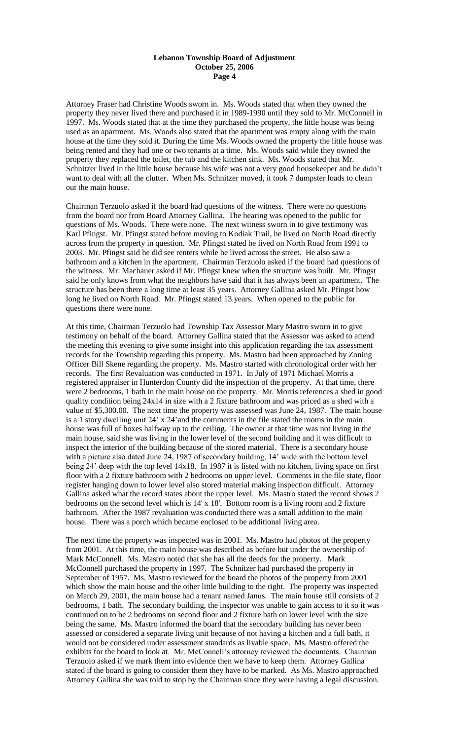Attorney Fraser had Christine Woods sworn in. Ms. Woods stated that when they owned the property they never lived there and purchased it in 1989-1990 until they sold to Mr. McConnell in 1997. Ms. Woods stated that at the time they purchased the property, the little house was being used as an apartment. Ms. Woods also stated that the apartment was empty along with the main house at the time they sold it. During the time Ms. Woods owned the property the little house was being rented and they had one or two tenants at a time. Ms. Woods said while they owned the property they replaced the toilet, the tub and the kitchen sink. Ms. Woods stated that Mr. Schnitzer lived in the little house because his wife was not a very good housekeeper and he didn't want to deal with all the clutter. When Ms. Schnitzer moved, it took 7 dumpster loads to clean out the main house.

Chairman Terzuolo asked if the board had questions of the witness. There were no questions from the board nor from Board Attorney Gallina. The hearing was opened to the public for questions of Ms. Woods. There were none. The next witness sworn in to give testimony was Karl Pfingst. Mr. Pfingst stated before moving to Kodiak Trail, he lived on North Road directly across from the property in question. Mr. Pfingst stated he lived on North Road from 1991 to 2003. Mr. Pfingst said he did see renters while he lived across the street. He also saw a bathroom and a kitchen in the apartment. Chairman Terzuolo asked if the board had questions of the witness. Mr. Machauer asked if Mr. Pfingst knew when the structure was built. Mr. Pfingst said he only knows from what the neighbors have said that it has always been an apartment. The structure has been there a long time at least 35 years. Attorney Gallina asked Mr. Pfingst how long he lived on North Road. Mr. Pfingst stated 13 years. When opened to the public for questions there were none.

At this time, Chairman Terzuolo had Township Tax Assessor Mary Mastro sworn in to give testimony on behalf of the board. Attorney Gallina stated that the Assessor was asked to attend the meeting this evening to give some insight into this application regarding the tax assessment records for the Township regarding this property. Ms. Mastro had been approached by Zoning Officer Bill Skene regarding the property. Ms. Mastro started with chronological order with her records. The first Revaluation was conducted in 1971. In July of 1971 Michael Morris a registered appraiser in Hunterdon County did the inspection of the property. At that time, there were 2 bedrooms, 1 bath in the main house on the property. Mr. Morris references a shed in good quality condition being 24x14 in size with a 2 fixture bathroom and was priced as a shed with a value of $5,300.00. The next time the property was assessed was June 24, 1987. The main house is a 1 story dwelling unit 24' x 24'and the comments in the file stated the rooms in the main house was full of boxes halfway up to the ceiling. The owner at that time was not living in the main house, said she was living in the lower level of the second building and it was difficult to inspect the interior of the building because of the stored material. There is a secondary house with a picture also dated June 24, 1987 of secondary building, 14' wide with the bottom level being 24' deep with the top level 14x18. In 1987 it is listed with no kitchen, living space on first floor with a 2 fixture bathroom with 2 bedrooms on upper level. Comments in the file state, floor register hanging down to lower level also stored material making inspection difficult. Attorney Gallina asked what the record states about the upper level. Ms. Mastro stated the record shows 2 bedrooms on the second level which is 14' x 18'. Bottom room is a living room and 2 fixture bathroom. After the 1987 revaluation was conducted there was a small addition to the main house. There was a porch which became enclosed to be additional living area.

The next time the property was inspected was in 2001. Ms. Mastro had photos of the property from 2001. At this time, the main house was described as before but under the ownership of Mark McConnell. Ms. Mastro noted that she has all the deeds for the property. Mark McConnell purchased the property in 1997. The Schnitzer had purchased the property in September of 1957. Ms. Mastro reviewed for the board the photos of the property from 2001 which show the main house and the other little building to the right. The property was inspected on March 29, 2001, the main house had a tenant named Janus. The main house still consists of 2 bedrooms, 1 bath. The secondary building, the inspector was unable to gain access to it so it was continued on to be 2 bedrooms on second floor and 2 fixture bath on lower level with the size being the same. Ms. Mastro informed the board that the secondary building has never been assessed or considered a separate living unit because of not having a kitchen and a full bath, it would not be considered under assessment standards as livable space. Ms. Mastro offered the exhibits for the board to look at. Mr. McConnell's attorney reviewed the documents. Chairman Terzuolo asked if we mark them into evidence then we have to keep them. Attorney Gallina stated if the board is going to consider them they have to be marked. As Ms. Mastro approached Attorney Gallina she was told to stop by the Chairman since they were having a legal discussion.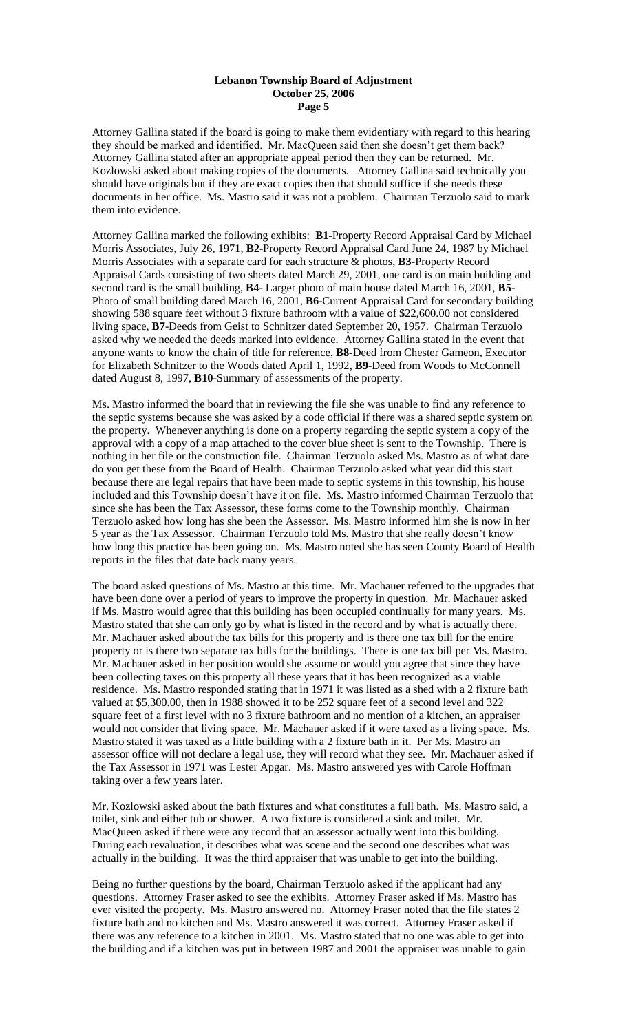Attorney Gallina stated if the board is going to make them evidentiary with regard to this hearing they should be marked and identified. Mr. MacQueen said then she doesn't get them back? Attorney Gallina stated after an appropriate appeal period then they can be returned. Mr. Kozlowski asked about making copies of the documents. Attorney Gallina said technically you should have originals but if they are exact copies then that should suffice if she needs these documents in her office. Ms. Mastro said it was not a problem. Chairman Terzuolo said to mark them into evidence.

Attorney Gallina marked the following exhibits: **B1**-Property Record Appraisal Card by Michael Morris Associates, July 26, 1971, **B2**-Property Record Appraisal Card June 24, 1987 by Michael Morris Associates with a separate card for each structure & photos, **B3**-Property Record Appraisal Cards consisting of two sheets dated March 29, 2001, one card is on main building and second card is the small building, **B4**- Larger photo of main house dated March 16, 2001, **B5**-Photo of small building dated March 16, 2001, **B6**-Current Appraisal Card for secondary building showing 588 square feet without 3 fixture bathroom with a value of $22,600.00 not considered living space, **B7**-Deeds from Geist to Schnitzer dated September 20, 1957. Chairman Terzuolo asked why we needed the deeds marked into evidence. Attorney Gallina stated in the event that anyone wants to know the chain of title for reference, **B8**-Deed from Chester Gameon, Executor for Elizabeth Schnitzer to the Woods dated April 1, 1992, **B9**-Deed from Woods to McConnell dated August 8, 1997, **B10**-Summary of assessments of the property.

Ms. Mastro informed the board that in reviewing the file she was unable to find any reference to the septic systems because she was asked by a code official if there was a shared septic system on the property. Whenever anything is done on a property regarding the septic system a copy of the approval with a copy of a map attached to the cover blue sheet is sent to the Township. There is nothing in her file or the construction file. Chairman Terzuolo asked Ms. Mastro as of what date do you get these from the Board of Health. Chairman Terzuolo asked what year did this start because there are legal repairs that have been made to septic systems in this township, his house included and this Township doesn't have it on file. Ms. Mastro informed Chairman Terzuolo that since she has been the Tax Assessor, these forms come to the Township monthly. Chairman Terzuolo asked how long has she been the Assessor. Ms. Mastro informed him she is now in her 5 year as the Tax Assessor. Chairman Terzuolo told Ms. Mastro that she really doesn't know how long this practice has been going on. Ms. Mastro noted she has seen County Board of Health reports in the files that date back many years.

The board asked questions of Ms. Mastro at this time. Mr. Machauer referred to the upgrades that have been done over a period of years to improve the property in question. Mr. Machauer asked if Ms. Mastro would agree that this building has been occupied continually for many years. Ms. Mastro stated that she can only go by what is listed in the record and by what is actually there. Mr. Machauer asked about the tax bills for this property and is there one tax bill for the entire property or is there two separate tax bills for the buildings. There is one tax bill per Ms. Mastro. Mr. Machauer asked in her position would she assume or would you agree that since they have been collecting taxes on this property all these years that it has been recognized as a viable residence. Ms. Mastro responded stating that in 1971 it was listed as a shed with a 2 fixture bath valued at $5,300.00, then in 1988 showed it to be 252 square feet of a second level and 322 square feet of a first level with no 3 fixture bathroom and no mention of a kitchen, an appraiser would not consider that living space. Mr. Machauer asked if it were taxed as a living space. Ms. Mastro stated it was taxed as a little building with a 2 fixture bath in it. Per Ms. Mastro an assessor office will not declare a legal use, they will record what they see. Mr. Machauer asked if the Tax Assessor in 1971 was Lester Apgar. Ms. Mastro answered yes with Carole Hoffman taking over a few years later.

Mr. Kozlowski asked about the bath fixtures and what constitutes a full bath. Ms. Mastro said, a toilet, sink and either tub or shower. A two fixture is considered a sink and toilet. Mr. MacQueen asked if there were any record that an assessor actually went into this building. During each revaluation, it describes what was scene and the second one describes what was actually in the building. It was the third appraiser that was unable to get into the building.

Being no further questions by the board, Chairman Terzuolo asked if the applicant had any questions. Attorney Fraser asked to see the exhibits. Attorney Fraser asked if Ms. Mastro has ever visited the property. Ms. Mastro answered no. Attorney Fraser noted that the file states 2 fixture bath and no kitchen and Ms. Mastro answered it was correct. Attorney Fraser asked if there was any reference to a kitchen in 2001. Ms. Mastro stated that no one was able to get into the building and if a kitchen was put in between 1987 and 2001 the appraiser was unable to gain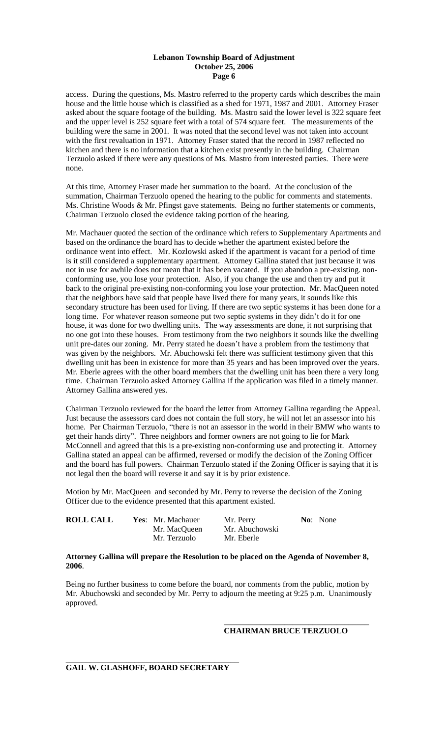access. During the questions, Ms. Mastro referred to the property cards which describes the main house and the little house which is classified as a shed for 1971, 1987 and 2001. Attorney Fraser asked about the square footage of the building. Ms. Mastro said the lower level is 322 square feet and the upper level is 252 square feet with a total of 574 square feet. The measurements of the building were the same in 2001. It was noted that the second level was not taken into account with the first revaluation in 1971. Attorney Fraser stated that the record in 1987 reflected no kitchen and there is no information that a kitchen exist presently in the building. Chairman Terzuolo asked if there were any questions of Ms. Mastro from interested parties. There were none.

At this time, Attorney Fraser made her summation to the board. At the conclusion of the summation, Chairman Terzuolo opened the hearing to the public for comments and statements. Ms. Christine Woods & Mr. Pfingst gave statements. Being no further statements or comments, Chairman Terzuolo closed the evidence taking portion of the hearing.

Mr. Machauer quoted the section of the ordinance which refers to Supplementary Apartments and based on the ordinance the board has to decide whether the apartment existed before the ordinance went into effect. Mr. Kozlowski asked if the apartment is vacant for a period of time is it still considered a supplementary apartment. Attorney Gallina stated that just because it was not in use for awhile does not mean that it has been vacated. If you abandon a pre-existing. non-conforming use, you lose your protection. Also, if you change the use and then try and put it back to the original pre-existing non-conforming you lose your protection. Mr. MacQueen noted that the neighbors have said that people have lived there for many years, it sounds like this secondary structure has been used for living. If there are two septic systems it has been done for a long time. For whatever reason someone put two septic systems in they didn't do it for one house, it was done for two dwelling units. The way assessments are done, it not surprising that no one got into these houses. From testimony from the two neighbors it sounds like the dwelling unit pre-dates our zoning. Mr. Perry stated he doesn't have a problem from the testimony that was given by the neighbors. Mr. Abuchowski felt there was sufficient testimony given that this dwelling unit has been in existence for more than 35 years and has been improved over the years. Mr. Eberle agrees with the other board members that the dwelling unit has been there a very long time. Chairman Terzuolo asked Attorney Gallina if the application was filed in a timely manner. Attorney Gallina answered yes.

Chairman Terzuolo reviewed for the board the letter from Attorney Gallina regarding the Appeal. Just because the assessors card does not contain the full story, he will not let an assessor into his home. Per Chairman Terzuolo, "there is not an assessor in the world in their BMW who wants to get their hands dirty". Three neighbors and former owners are not going to lie for Mark McConnell and agreed that this is a pre-existing non-conforming use and protecting it. Attorney Gallina stated an appeal can be affirmed, reversed or modify the decision of the Zoning Officer and the board has full powers. Chairman Terzuolo stated if the Zoning Officer is saying that it is not legal then the board will reverse it and say it is by prior existence.

Motion by Mr. MacQueen and seconded by Mr. Perry to reverse the decision of the Zoning Officer due to the evidence presented that this apartment existed.

| | | | |
|---|---|---|---|
| **ROLL CALL** | **Yes**: Mr. Machauer | Mr. Perry | **No**: None |
| | Mr. MacQueen | Mr. Abuchowski | |
| | Mr. Terzuolo | Mr. Eberle | |

**Attorney Gallina will prepare the Resolution to be placed on the Agenda of November 8, 2006**.

Being no further business to come before the board, nor comments from the public, motion by Mr. Abuchowski and seconded by Mr. Perry to adjourn the meeting at 9:25 p.m. Unanimously approved.

\_\_\_\_\_\_\_\_\_\_\_\_\_\_\_\_\_\_\_\_\_\_\_\_\_\_\_\_\_\_\_\_\_\_\_\_

**CHAIRMAN BRUCE TERZUOLO**

\_\_\_\_\_\_\_\_\_\_\_\_\_\_\_\_\_\_\_\_\_\_\_\_\_\_\_\_\_\_\_\_\_\_\_\_

**GAIL W. GLASHOFF, BOARD SECRETARY**